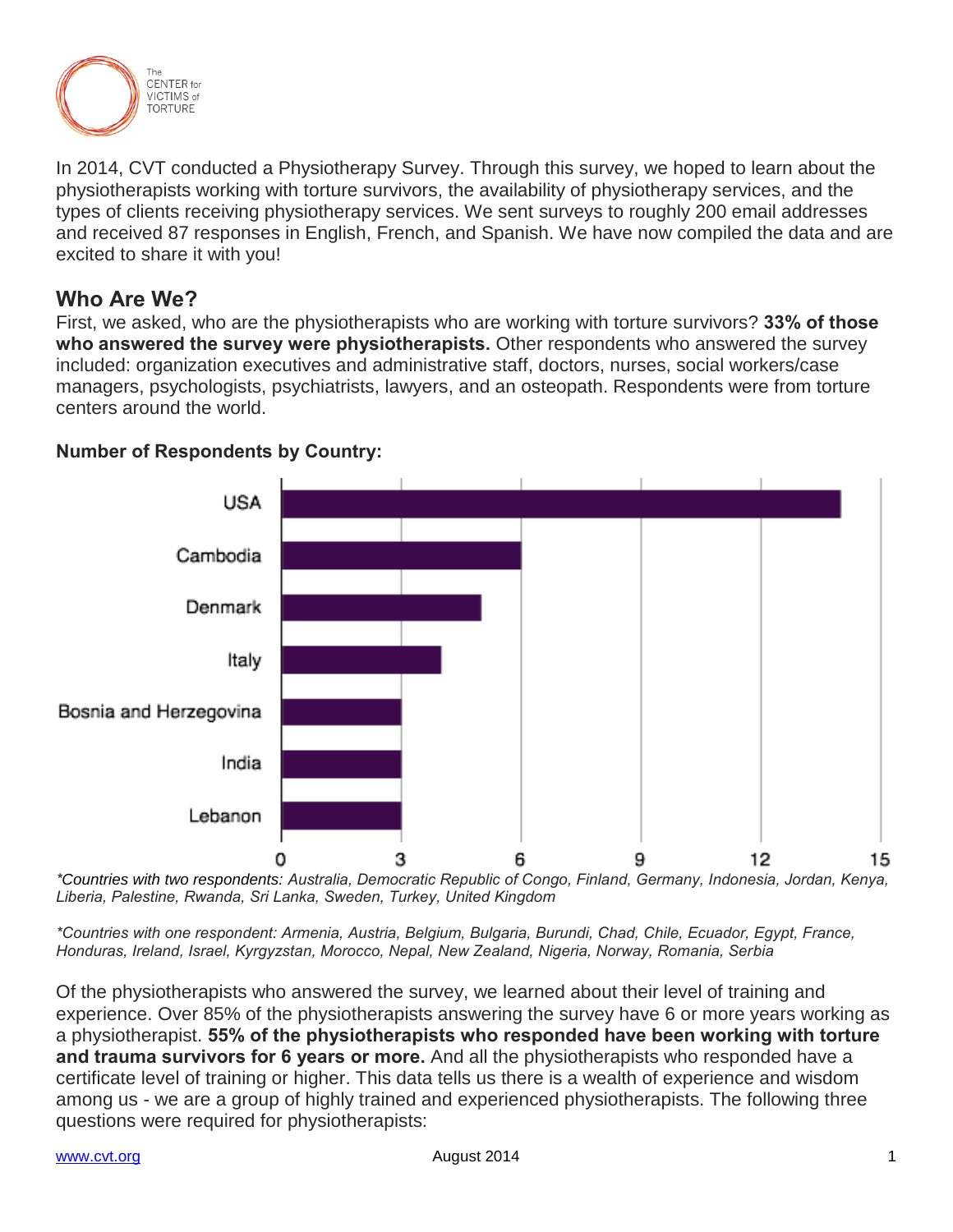The CENTER for VICTIMS of TORTURE

In 2014, CVT conducted a Physiotherapy Survey. Through this survey, we hoped to learn about the physiotherapists working with torture survivors, the availability of physiotherapy services, and the types of clients receiving physiotherapy services. We sent surveys to roughly 200 email addresses and received 87 responses in English, French, and Spanish. We have now compiled the data and are excited to share it with you!

## Who Are We?

First, we asked, who are the physiotherapists who are working with torture survivors? **33% of those who answered the survey were physiotherapists.** Other respondents who answered the survey included: organization executives and administrative staff, doctors, nurses, social workers/case managers, psychologists, psychiatrists, lawyers, and an osteopath. Respondents were from torture centers around the world.

**Number of Respondents by Country:**

| Country | Respondents |
|---|---|
| USA | 14 |
| Cambodia | 6 |
| Denmark | 5 |
| Italy | 4 |
| Bosnia and Herzegovina | 3 |
| India | 3 |
| Lebanon | 3 |

*\*Countries with two respondents: Australia, Democratic Republic of Congo, Finland, Germany, Indonesia, Jordan, Kenya, Liberia, Palestine, Rwanda, Sri Lanka, Sweden, Turkey, United Kingdom*

*\*Countries with one respondent: Armenia, Austria, Belgium, Bulgaria, Burundi, Chad, Chile, Ecuador, Egypt, France, Honduras, Ireland, Israel, Kyrgyzstan, Morocco, Nepal, New Zealand, Nigeria, Norway, Romania, Serbia*

Of the physiotherapists who answered the survey, we learned about their level of training and experience. Over 85% of the physiotherapists answering the survey have 6 or more years working as a physiotherapist. **55% of the physiotherapists who responded have been working with torture and trauma survivors for 6 years or more.** And all the physiotherapists who responded have a certificate level of training or higher. This data tells us there is a wealth of experience and wisdom among us - we are a group of highly trained and experienced physiotherapists. The following three questions were required for physiotherapists: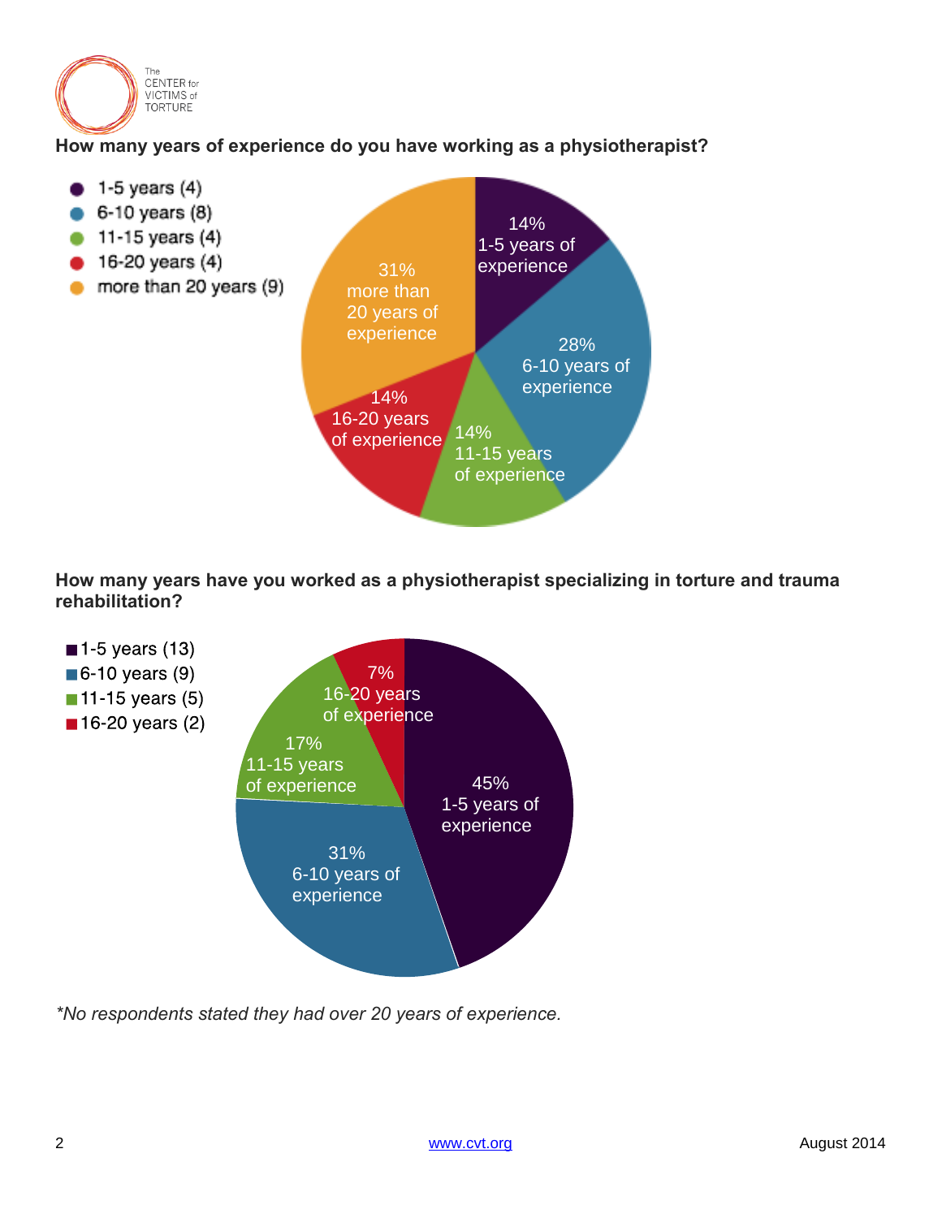**How many years of experience do you have working as a physiotherapist?**

- 1-5 years (4)
- 6-10 years (8)
- 11-15 years (4)
- 16-20 years (4)
- more than 20 years (9)

14% 1-5 years of experience

28% 6-10 years of experience

14% 11-15 years of experience

14% 16-20 years of experience

31% more than 20 years of experience

**How many years have you worked as a physiotherapist specializing in torture and trauma rehabilitation?**

- 1-5 years (13)
- 6-10 years (9)
- 11-15 years (5)
- 16-20 years (2)

45% 1-5 years of experience

31% 6-10 years of experience

17% 11-15 years of experience

7% 16-20 years of experience

*\*No respondents stated they had over 20 years of experience.*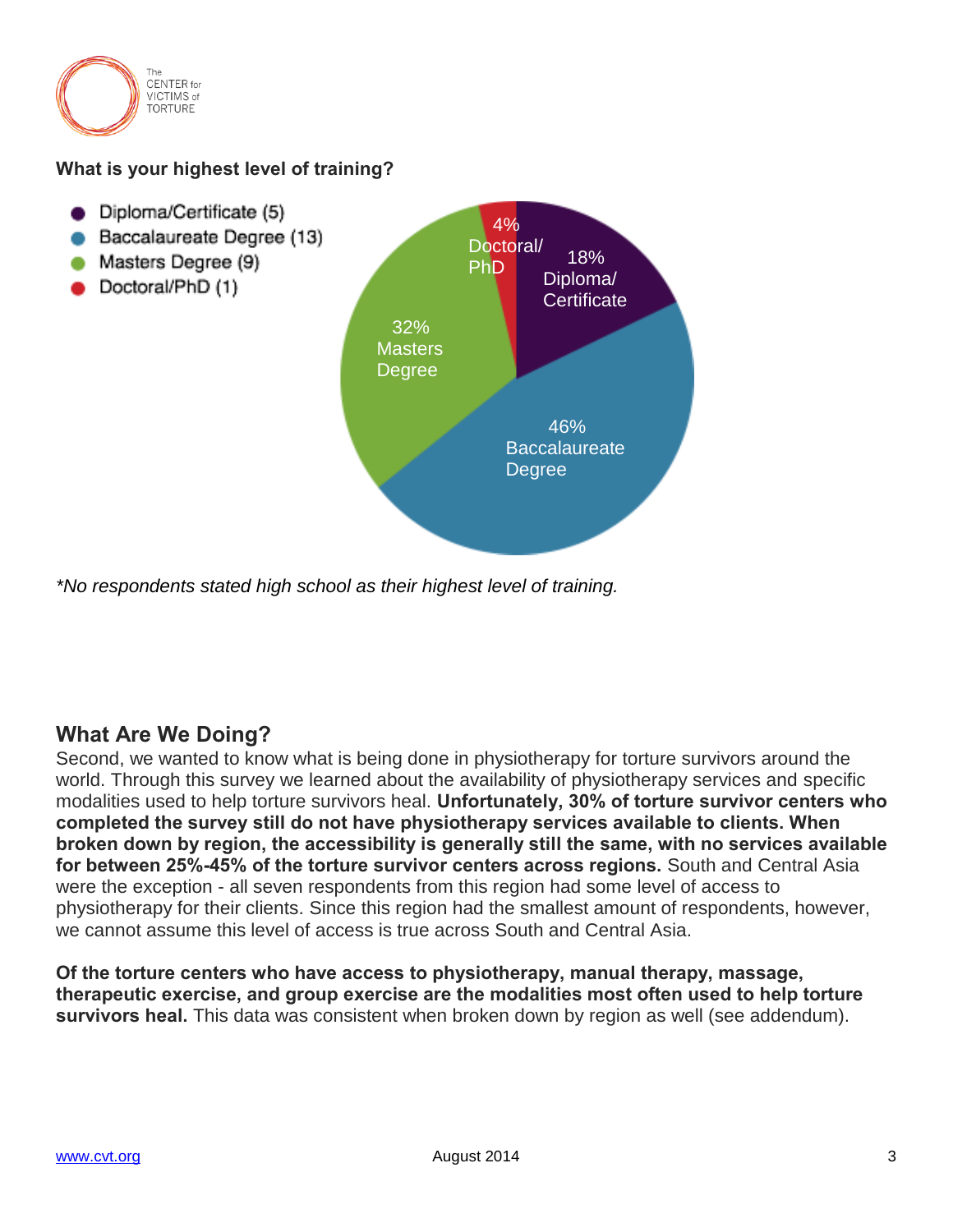**What is your highest level of training?**

- Diploma/Certificate (5)
- Baccalaureate Degree (13)
- Masters Degree (9)
- Doctoral/PhD (1)

4% Doctoral/PhD

18% Diploma/Certificate

32% Masters Degree

46% Baccalaureate Degree

*\*No respondents stated high school as their highest level of training.*

## What Are We Doing?

Second, we wanted to know what is being done in physiotherapy for torture survivors around the world. Through this survey we learned about the availability of physiotherapy services and specific modalities used to help torture survivors heal. **Unfortunately, 30% of torture survivor centers who completed the survey still do not have physiotherapy services available to clients. When broken down by region, the accessibility is generally still the same, with no services available for between 25%-45% of the torture survivor centers across regions.** South and Central Asia were the exception - all seven respondents from this region had some level of access to physiotherapy for their clients. Since this region had the smallest amount of respondents, however, we cannot assume this level of access is true across South and Central Asia.

**Of the torture centers who have access to physiotherapy, manual therapy, massage, therapeutic exercise, and group exercise are the modalities most often used to help torture survivors heal.** This data was consistent when broken down by region as well (see addendum).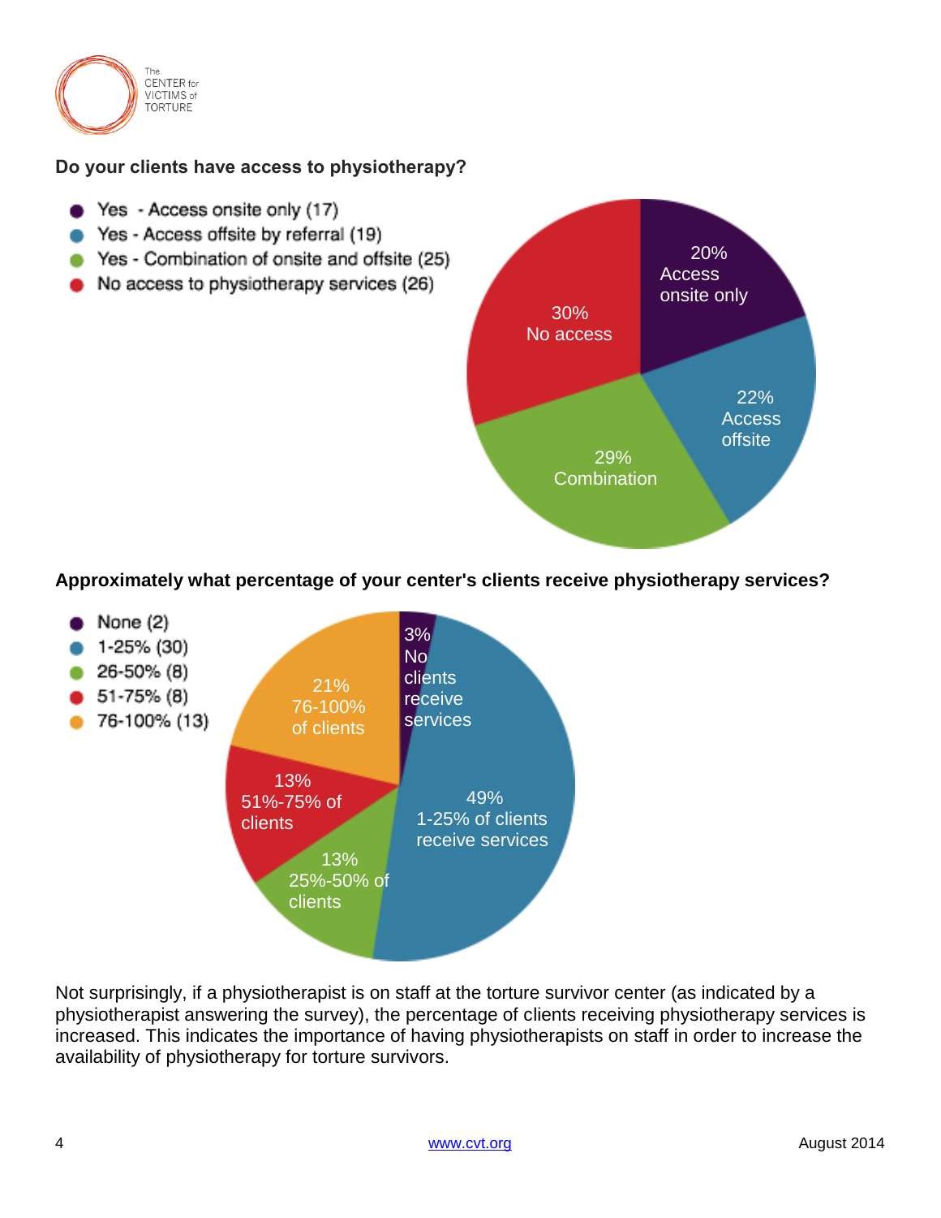**Do your clients have access to physiotherapy?**

- Yes - Access onsite only (17)
- Yes - Access offsite by referral (19)
- Yes - Combination of onsite and offsite (25)
- No access to physiotherapy services (26)

20% Access onsite only

22% Access offsite

29% Combination

30% No access

**Approximately what percentage of your center's clients receive physiotherapy services?**

- None (2)
- 1-25% (30)
- 26-50% (8)
- 51-75% (8)
- 76-100% (13)

3% No clients receive services

49% 1-25% of clients receive services

13% 25%-50% of clients

13% 51%-75% of clients

21% 76-100% of clients

Not surprisingly, if a physiotherapist is on staff at the torture survivor center (as indicated by a physiotherapist answering the survey), the percentage of clients receiving physiotherapy services is increased. This indicates the importance of having physiotherapists on staff in order to increase the availability of physiotherapy for torture survivors.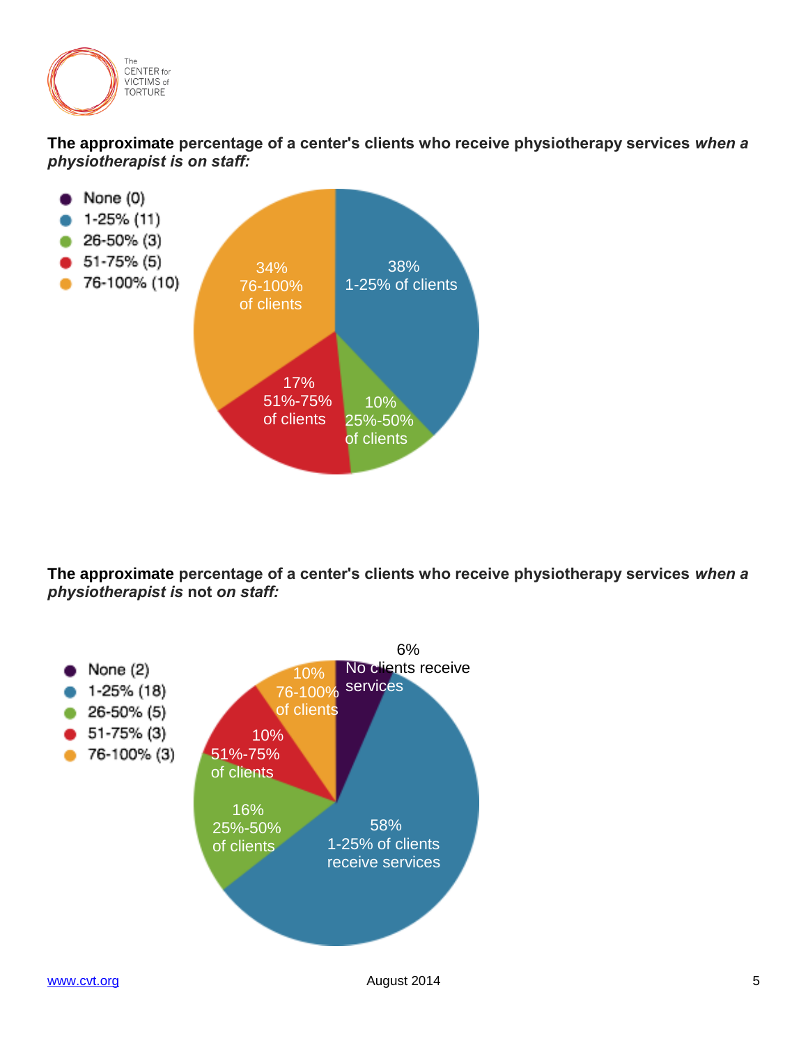**The approximate percentage of a center's clients who receive physiotherapy services *when a physiotherapist is on staff:***

- None (0)
- 1-25% (11)
- 26-50% (3)
- 51-75% (5)
- 76-100% (10)

38% 1-25% of clients

10% 25%-50% of clients

17% 51%-75% of clients

34% 76-100% of clients

**The approximate percentage of a center's clients who receive physiotherapy services *when a physiotherapist is* not *on staff:***

- None (2)
- 1-25% (18)
- 26-50% (5)
- 51-75% (3)
- 76-100% (3)

6% No clients receive services

58% 1-25% of clients receive services

16% 25%-50% of clients

10% 51%-75% of clients

10% 76-100% of clients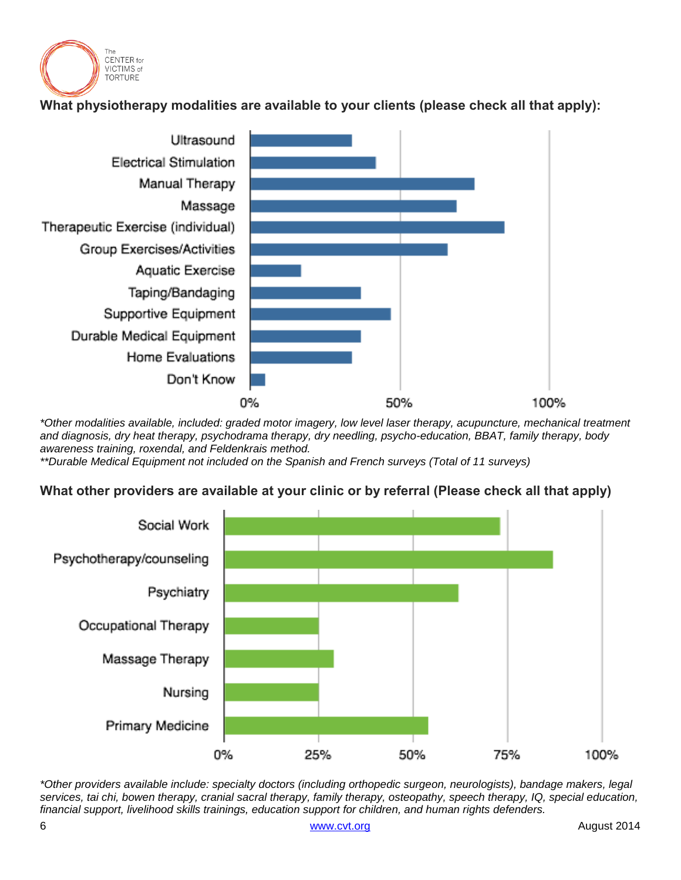**What physiotherapy modalities are available to your clients (please check all that apply):**

*Other modalities available, included: graded motor imagery, low level laser therapy, acupuncture, mechanical treatment and diagnosis, dry heat therapy, psychodrama therapy, dry needling, psycho-education, BBAT, family therapy, body awareness training, roxendal, and Feldenkrais method.*

*\*\*Durable Medical Equipment not included on the Spanish and French surveys (Total of 11 surveys)*

**What other providers are available at your clinic or by referral (Please check all that apply)**

*Other providers available include: specialty doctors (including orthopedic surgeon, neurologists), bandage makers, legal services, tai chi, bowen therapy, cranial sacral therapy, family therapy, osteopathy, speech therapy, IQ, special education, financial support, livelihood skills trainings, education support for children, and human rights defenders.*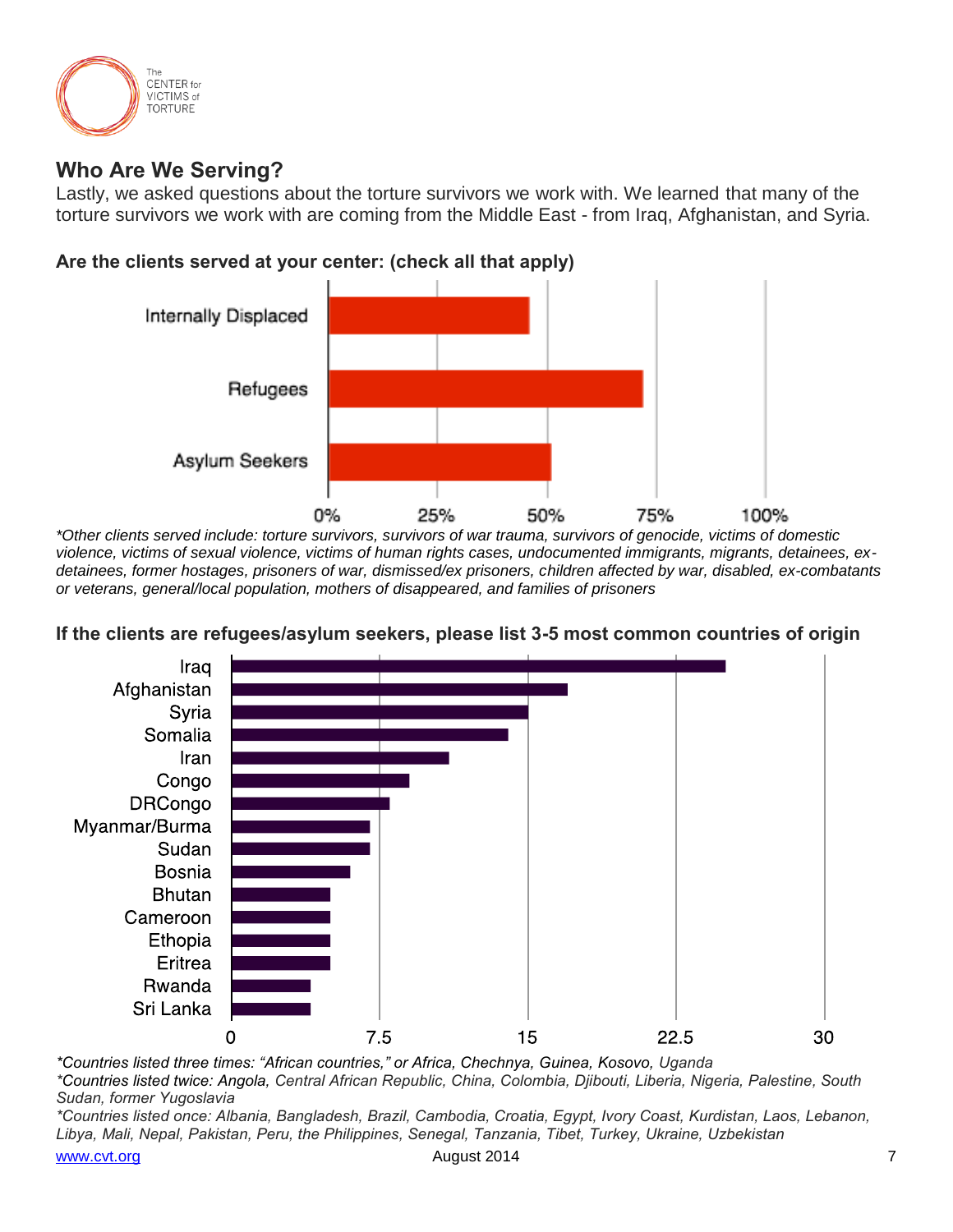## Who Are We Serving?

Lastly, we asked questions about the torture survivors we work with. We learned that many of the torture survivors we work with are coming from the Middle East - from Iraq, Afghanistan, and Syria.

**Are the clients served at your center: (check all that apply)**

Internally Displaced
Refugees
Asylum Seekers

0% 25% 50% 75% 100%

*\*Other clients served include: torture survivors, survivors of war trauma, survivors of genocide, victims of domestic violence, victims of sexual violence, victims of human rights cases, undocumented immigrants, migrants, detainees, ex-detainees, former hostages, prisoners of war, dismissed/ex prisoners, children affected by war, disabled, ex-combatants or veterans, general/local population, mothers of disappeared, and families of prisoners*

**If the clients are refugees/asylum seekers, please list 3-5 most common countries of origin**

Iraq
Afghanistan
Syria
Somalia
Iran
Congo
DRCongo
Myanmar/Burma
Sudan
Bosnia
Bhutan
Cameroon
Ethopia
Eritrea
Rwanda
Sri Lanka

0 7.5 15 22.5 30

*\*Countries listed three times: "African countries," or Africa, Chechnya, Guinea, Kosovo, Uganda*
*\*Countries listed twice: Angola, Central African Republic, China, Colombia, Djibouti, Liberia, Nigeria, Palestine, South Sudan, former Yugoslavia*
*\*Countries listed once: Albania, Bangladesh, Brazil, Cambodia, Croatia, Egypt, Ivory Coast, Kurdistan, Laos, Lebanon, Libya, Mali, Nepal, Pakistan, Peru, the Philippines, Senegal, Tanzania, Tibet, Turkey, Ukraine, Uzbekistan*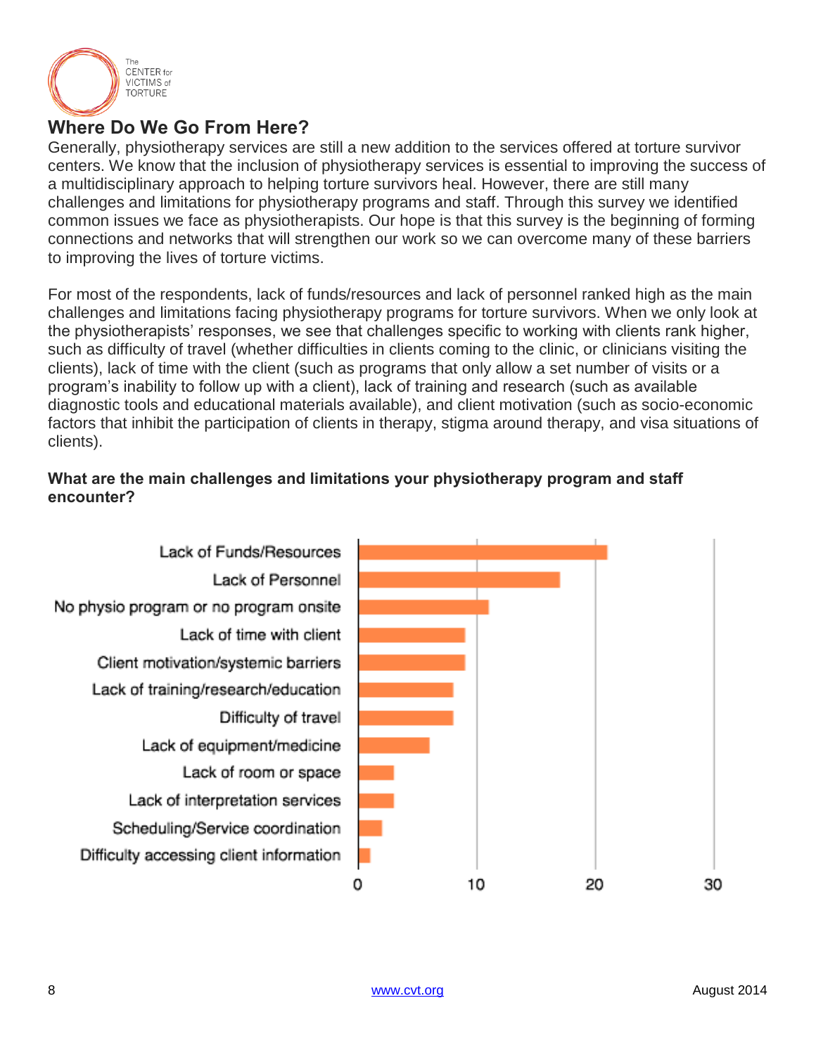## Where Do We Go From Here?

Generally, physiotherapy services are still a new addition to the services offered at torture survivor centers. We know that the inclusion of physiotherapy services is essential to improving the success of a multidisciplinary approach to helping torture survivors heal. However, there are still many challenges and limitations for physiotherapy programs and staff. Through this survey we identified common issues we face as physiotherapists. Our hope is that this survey is the beginning of forming connections and networks that will strengthen our work so we can overcome many of these barriers to improving the lives of torture victims.

For most of the respondents, lack of funds/resources and lack of personnel ranked high as the main challenges and limitations facing physiotherapy programs for torture survivors. When we only look at the physiotherapists' responses, we see that challenges specific to working with clients rank higher, such as difficulty of travel (whether difficulties in clients coming to the clinic, or clinicians visiting the clients), lack of time with the client (such as programs that only allow a set number of visits or a program's inability to follow up with a client), lack of training and research (such as available diagnostic tools and educational materials available), and client motivation (such as socio-economic factors that inhibit the participation of clients in therapy, stigma around therapy, and visa situations of clients).

**What are the main challenges and limitations your physiotherapy program and staff encounter?**

| Challenge | Responses |
|---|---|
| Lack of Funds/Resources | 21 |
| Lack of Personnel | 17 |
| No physio program or no program onsite | 11 |
| Lack of time with client | 9 |
| Client motivation/systemic barriers | 9 |
| Lack of training/research/education | 8 |
| Difficulty of travel | 8 |
| Lack of equipment/medicine | 6 |
| Lack of room or space | 3 |
| Lack of interpretation services | 3 |
| Scheduling/Service coordination | 2 |
| Difficulty accessing client information | 1 |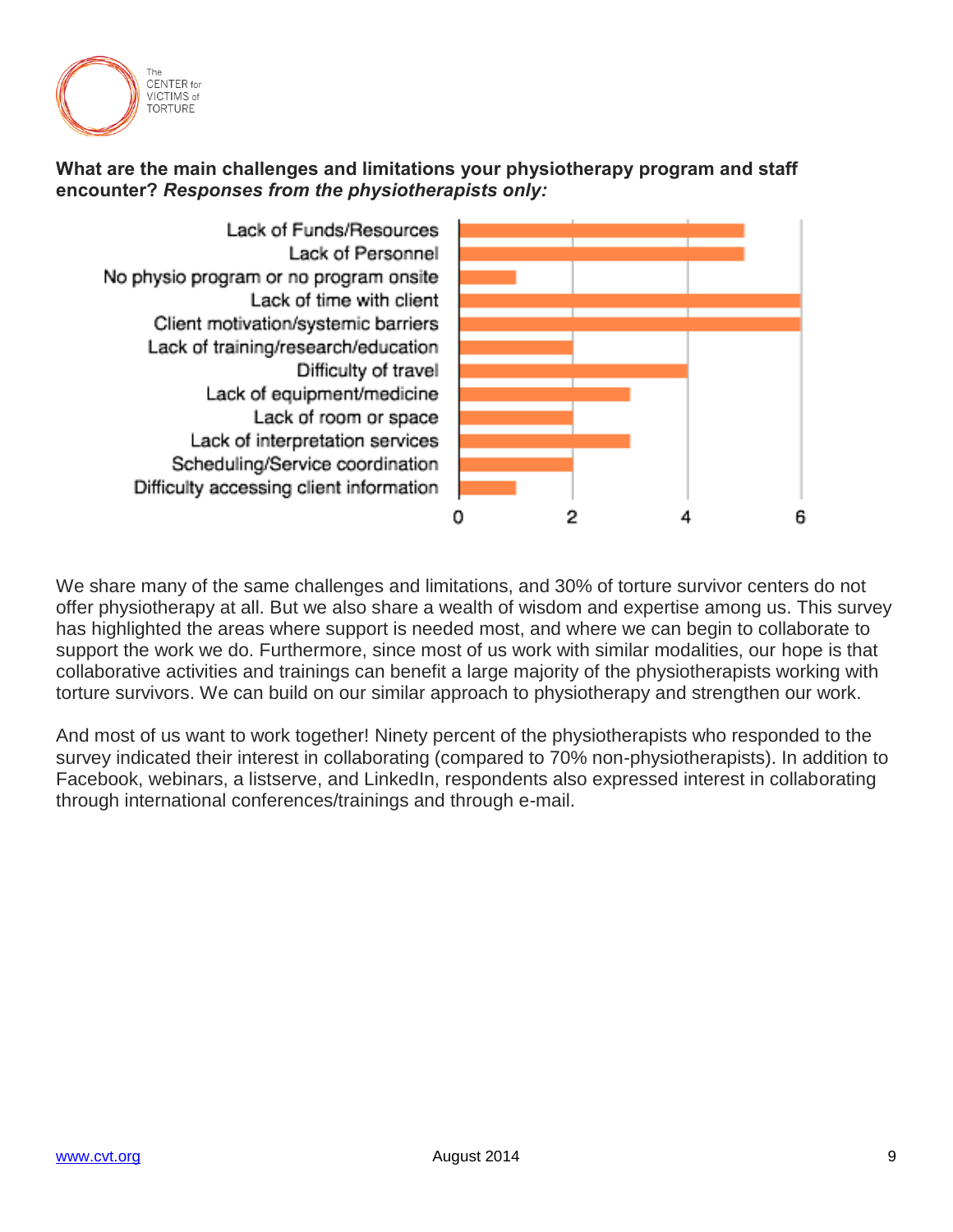**What are the main challenges and limitations your physiotherapy program and staff encounter?** ***Responses from the physiotherapists only:***

| Challenge | Responses |
| --- | --- |
| Lack of Funds/Resources | 5 |
| Lack of Personnel | 5 |
| No physio program or no program onsite | 1 |
| Lack of time with client | 6 |
| Client motivation/systemic barriers | 6 |
| Lack of training/research/education | 2 |
| Difficulty of travel | 4 |
| Lack of equipment/medicine | 3 |
| Lack of room or space | 2 |
| Lack of interpretation services | 3 |
| Scheduling/Service coordination | 2 |
| Difficulty accessing client information | 1 |

We share many of the same challenges and limitations, and 30% of torture survivor centers do not offer physiotherapy at all. But we also share a wealth of wisdom and expertise among us. This survey has highlighted the areas where support is needed most, and where we can begin to collaborate to support the work we do. Furthermore, since most of us work with similar modalities, our hope is that collaborative activities and trainings can benefit a large majority of the physiotherapists working with torture survivors. We can build on our similar approach to physiotherapy and strengthen our work.

And most of us want to work together! Ninety percent of the physiotherapists who responded to the survey indicated their interest in collaborating (compared to 70% non-physiotherapists). In addition to Facebook, webinars, a listserve, and LinkedIn, respondents also expressed interest in collaborating through international conferences/trainings and through e-mail.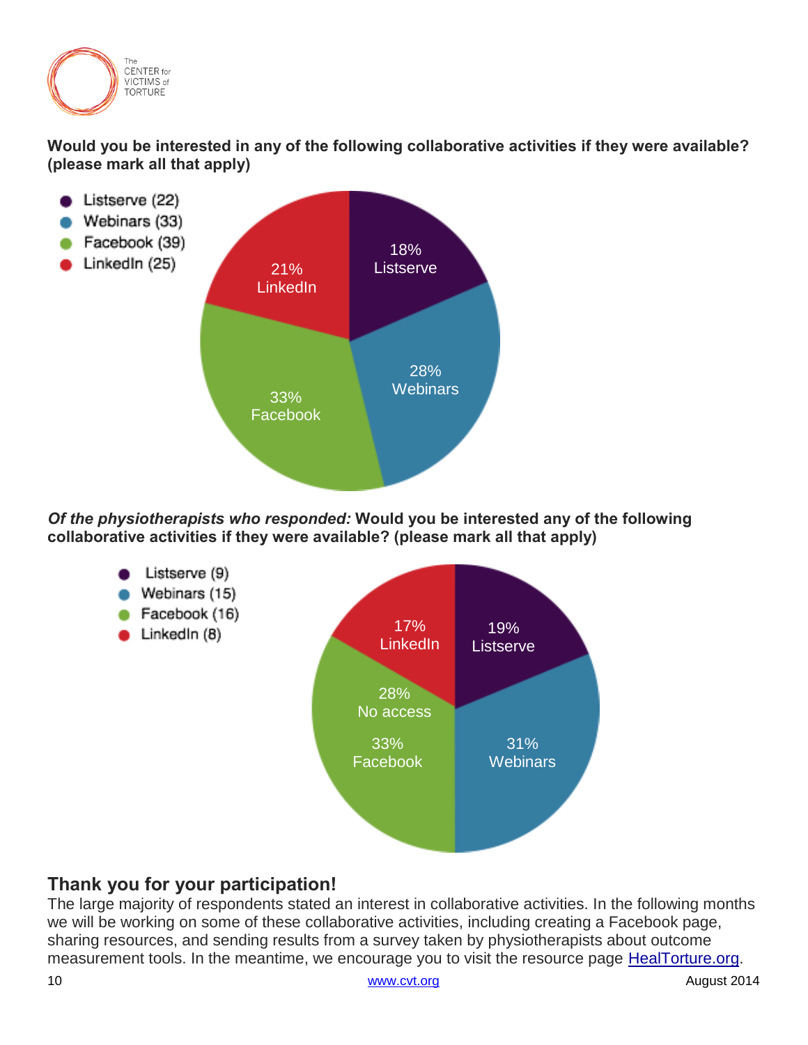**Would you be interested in any of the following collaborative activities if they were available? (please mark all that apply)**

- Listserve (22)
- Webinars (33)
- Facebook (39)
- LinkedIn (25)

18% Listserve
28% Webinars
33% Facebook
21% LinkedIn

***Of the physiotherapists who responded:*** **Would you be interested any of the following collaborative activities if they were available? (please mark all that apply)**

- Listserve (9)
- Webinars (15)
- Facebook (16)
- LinkedIn (8)

19% Listserve
31% Webinars
28% No access
33% Facebook
17% LinkedIn

## Thank you for your participation!

The large majority of respondents stated an interest in collaborative activities. In the following months we will be working on some of these collaborative activities, including creating a Facebook page, sharing resources, and sending results from a survey taken by physiotherapists about outcome measurement tools. In the meantime, we encourage you to visit the resource page HealTorture.org.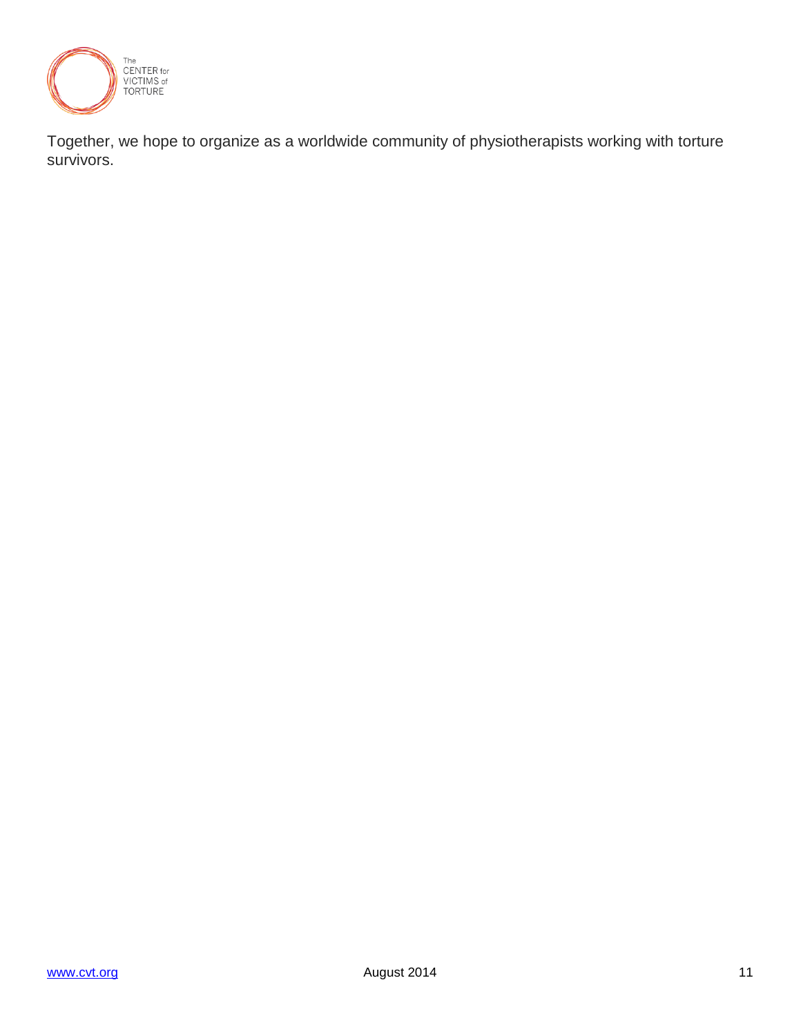Together, we hope to organize as a worldwide community of physiotherapists working with torture survivors.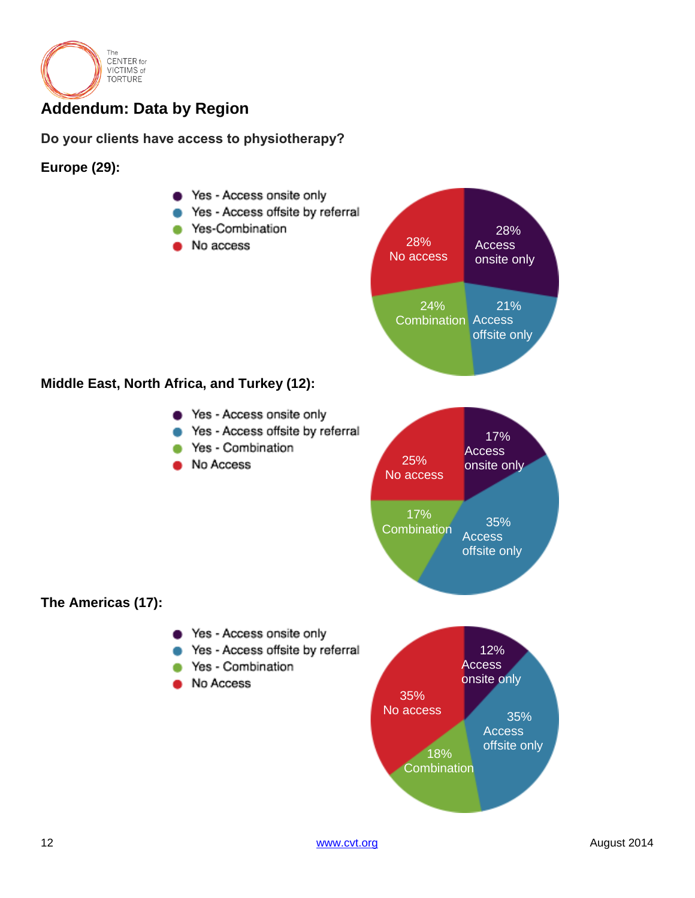## Addendum: Data by Region

**Do your clients have access to physiotherapy?**

**Europe (29):**

- Yes - Access onsite only
- Yes - Access offsite by referral
- Yes-Combination
- No access

28% Access onsite only

21% Access offsite only

24% Combination

28% No access

**Middle East, North Africa, and Turkey (12):**

- Yes - Access onsite only
- Yes - Access offsite by referral
- Yes - Combination
- No Access

17% Access onsite only

35% Access offsite only

17% Combination

25% No access

**The Americas (17):**

- Yes - Access onsite only
- Yes - Access offsite by referral
- Yes - Combination
- No Access

12% Access onsite only

35% Access offsite only

18% Combination

35% No access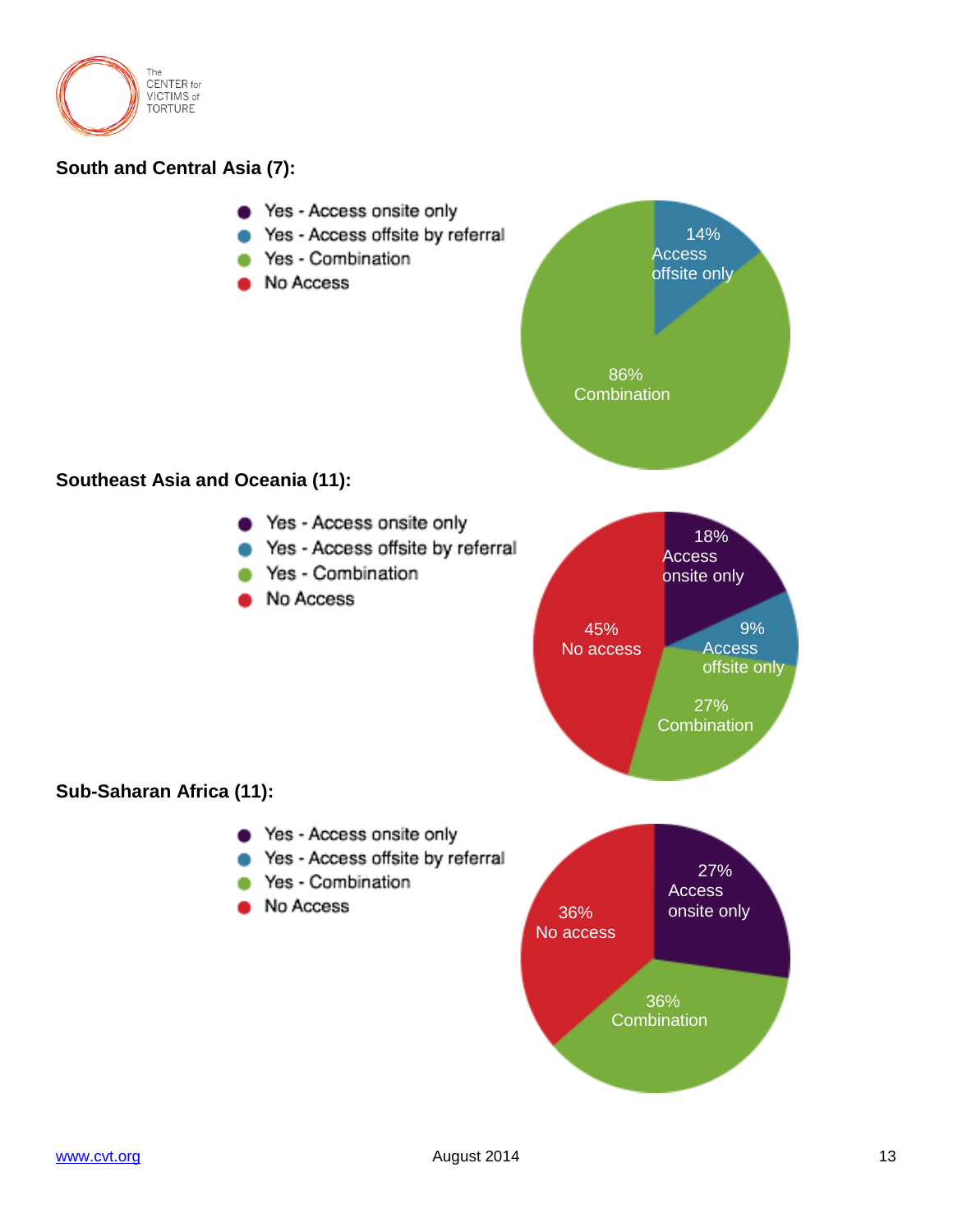**South and Central Asia (7):**

- Yes - Access onsite only
- Yes - Access offsite by referral
- Yes - Combination
- No Access

14% Access offsite only

86% Combination

**Southeast Asia and Oceania (11):**

- Yes - Access onsite only
- Yes - Access offsite by referral
- Yes - Combination
- No Access

18% Access onsite only

9% Access offsite only

27% Combination

45% No access

**Sub-Saharan Africa (11):**

- Yes - Access onsite only
- Yes - Access offsite by referral
- Yes - Combination
- No Access

27% Access onsite only

36% Combination

36% No access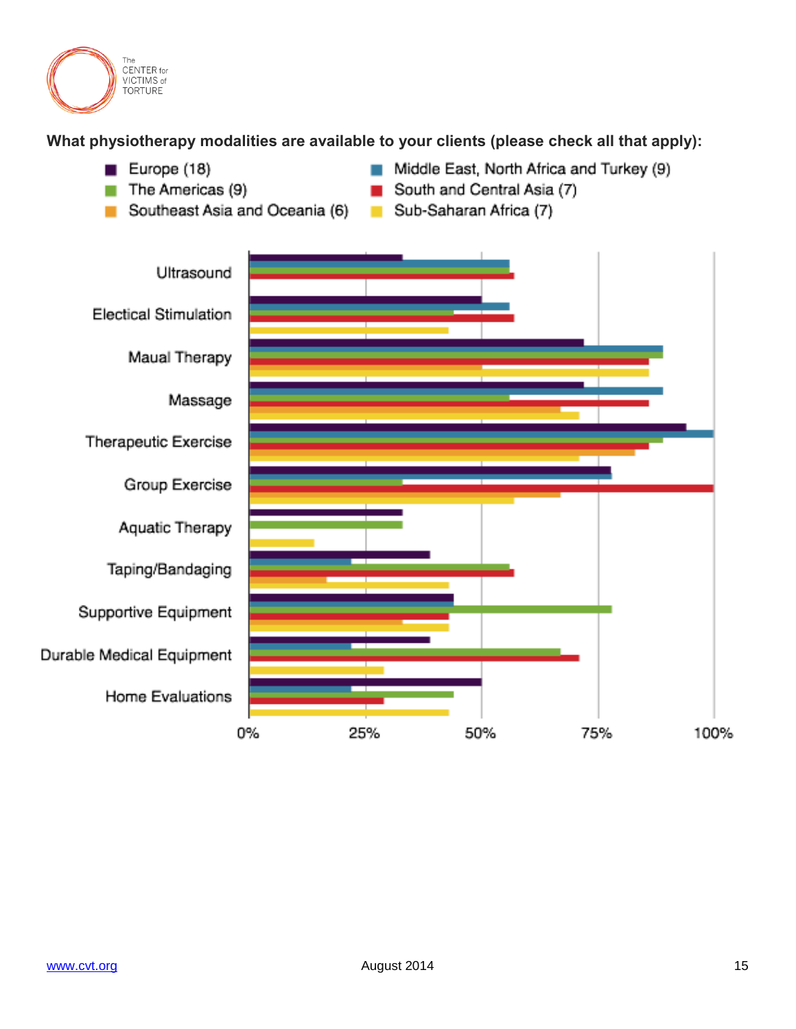**What physiotherapy modalities are available to your clients (please check all that apply):**

Europe (18)
Middle East, North Africa and Turkey (9)
The Americas (9)
South and Central Asia (7)
Southeast Asia and Oceania (6)
Sub-Saharan Africa (7)

Ultrasound
Electical Stimulation
Maual Therapy
Massage
Therapeutic Exercise
Group Exercise
Aquatic Therapy
Taping/Bandaging
Supportive Equipment
Durable Medical Equipment
Home Evaluations

0%
25%
50%
75%
100%

August 2014